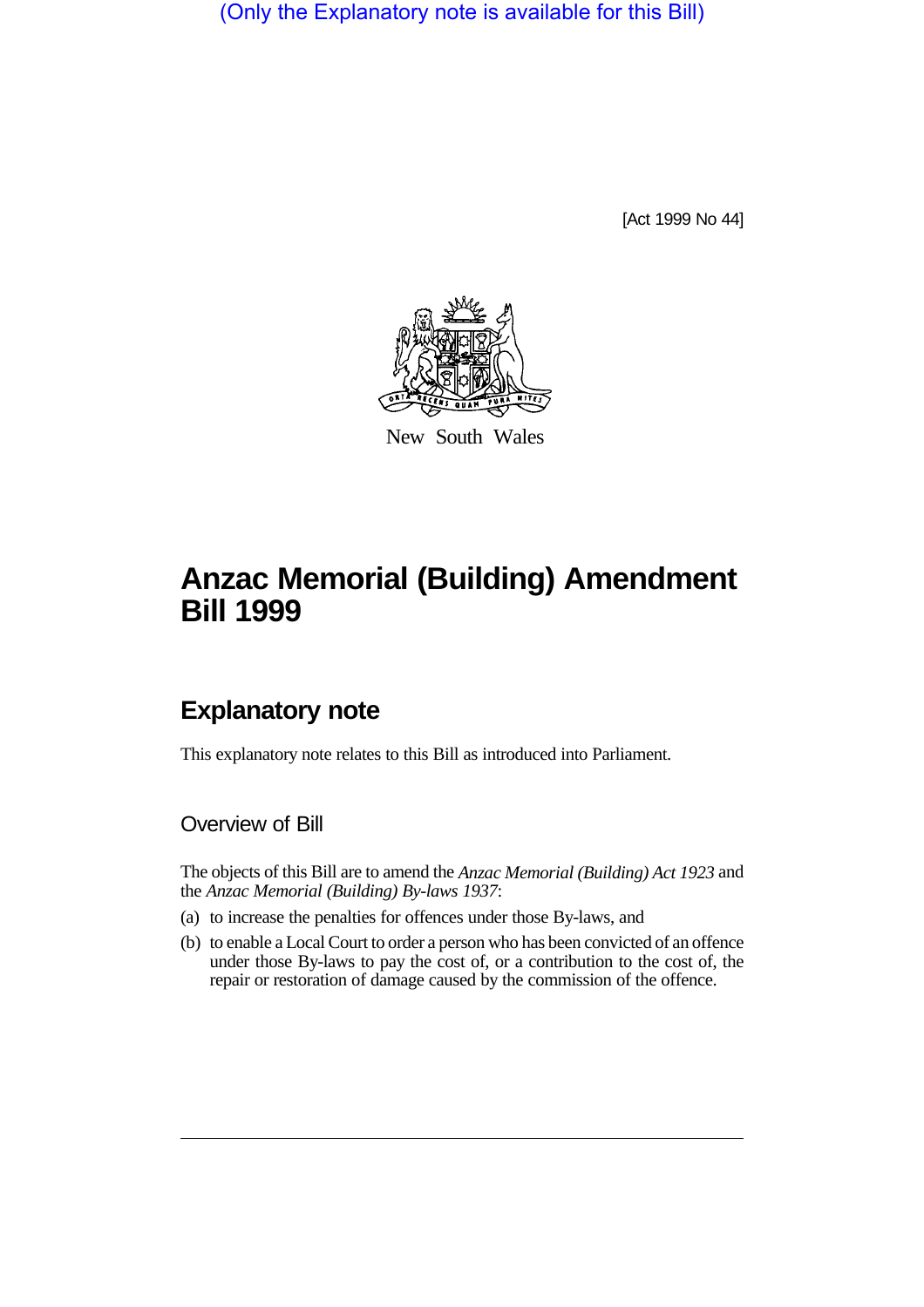(Only the Explanatory note is available for this Bill)

[Act 1999 No 44]

New South Wales

# Anzac Memorial (Building) Amendment Bill 1999

## Explanatory note

This explanatory note relates to this Bill as introduced into Parliament.

### Overview of Bill

The objects of this Bill are to amend the *Anzac Memorial (Building) Act 1923* and the *Anzac Memorial (Building) By-laws 1937*:

(a) to increase the penalties for offences under those By-laws, and

(b) to enable a Local Court to order a person who has been convicted of an offence under those By-laws to pay the cost of, or a contribution to the cost of, the repair or restoration of damage caused by the commission of the offence.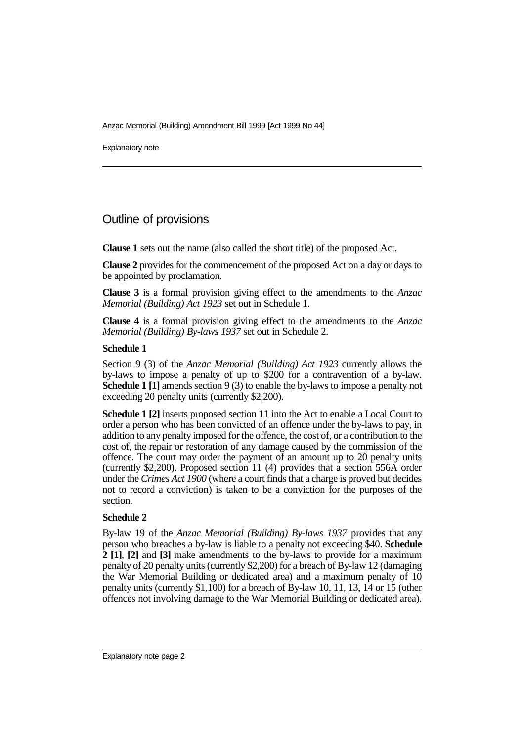## Outline of provisions

**Clause 1** sets out the name (also called the short title) of the proposed Act.

**Clause 2** provides for the commencement of the proposed Act on a day or days to be appointed by proclamation.

**Clause 3** is a formal provision giving effect to the amendments to the *Anzac Memorial (Building) Act 1923* set out in Schedule 1.

**Clause 4** is a formal provision giving effect to the amendments to the *Anzac Memorial (Building) By-laws 1937* set out in Schedule 2.

**Schedule 1**

Section 9 (3) of the *Anzac Memorial (Building) Act 1923* currently allows the by-laws to impose a penalty of up to $200 for a contravention of a by-law. **Schedule 1 [1]** amends section 9 (3) to enable the by-laws to impose a penalty not exceeding 20 penalty units (currently $2,200).

**Schedule 1 [2]** inserts proposed section 11 into the Act to enable a Local Court to order a person who has been convicted of an offence under the by-laws to pay, in addition to any penalty imposed for the offence, the cost of, or a contribution to the cost of, the repair or restoration of any damage caused by the commission of the offence. The court may order the payment of an amount up to 20 penalty units (currently $2,200). Proposed section 11 (4) provides that a section 556A order under the *Crimes Act 1900* (where a court finds that a charge is proved but decides not to record a conviction) is taken to be a conviction for the purposes of the section.

**Schedule 2**

By-law 19 of the *Anzac Memorial (Building) By-laws 1937* provides that any person who breaches a by-law is liable to a penalty not exceeding $40. **Schedule 2 [1]**, **[2]** and **[3]** make amendments to the by-laws to provide for a maximum penalty of 20 penalty units (currently $2,200) for a breach of By-law 12 (damaging the War Memorial Building or dedicated area) and a maximum penalty of 10 penalty units (currently $1,100) for a breach of By-law 10, 11, 13, 14 or 15 (other offences not involving damage to the War Memorial Building or dedicated area).